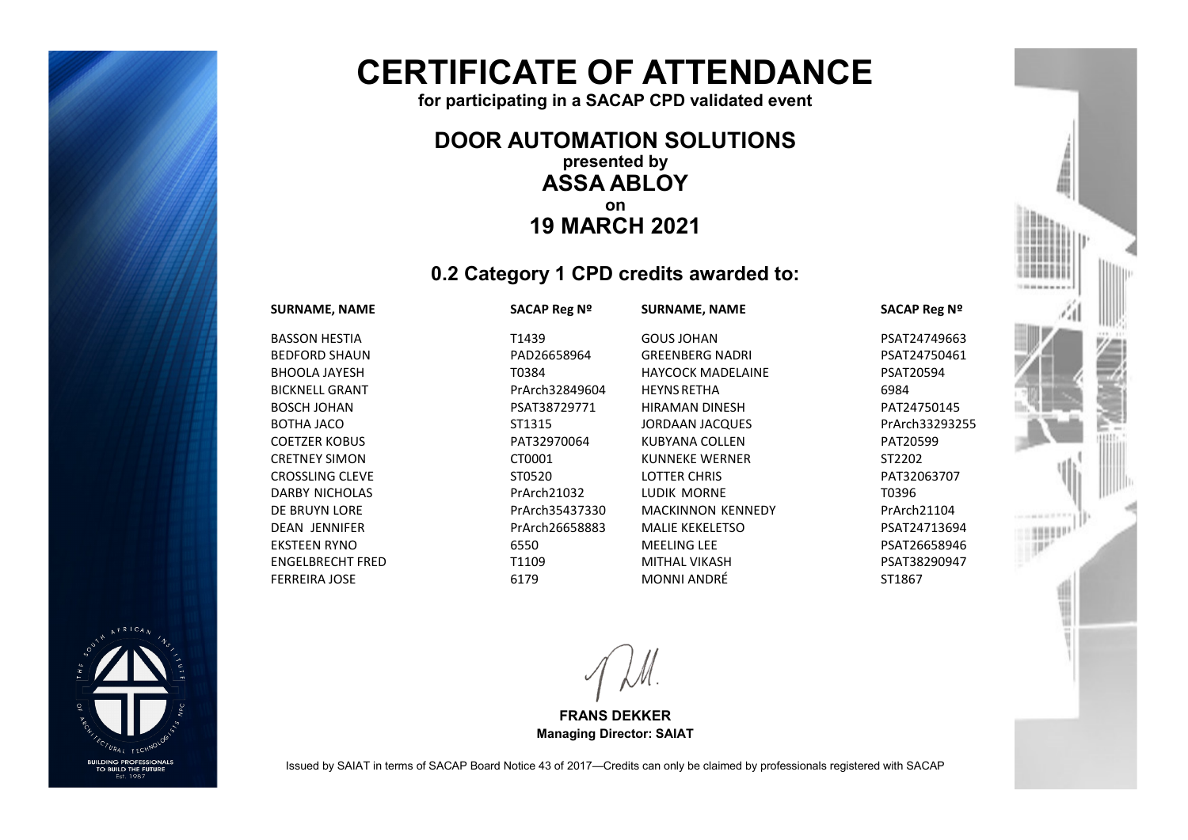# CERTIFICATE OF ATTENDANCE

**for participating in a SACAP CPD validated event**

## DOOR AUTOMATION SOLUTIONS

**presented by**

## ASSA ABLOY

**on**

## 19 MARCH 2021

### 0.2 Category 1 CPD credits awarded to:

| SURNAME, NAME | SACAP Reg Nº | SURNAME, NAME | SACAP Reg Nº |
|---|---|---|---|
| BASSON HESTIA | T1439 | GOUS JOHAN | PSAT24749663 |
| BEDFORD SHAUN | PAD26658964 | GREENBERG NADRI | PSAT24750461 |
| BHOOLA JAYESH | T0384 | HAYCOCK MADELAINE | PSAT20594 |
| BICKNELL GRANT | PrArch32849604 | HEYNS RETHA | 6984 |
| BOSCH JOHAN | PSAT38729771 | HIRAMAN DINESH | PAT24750145 |
| BOTHA JACO | ST1315 | JORDAAN JACQUES | PrArch33293255 |
| COETZER KOBUS | PAT32970064 | KUBYANA COLLEN | PAT20599 |
| CRETNEY SIMON | CT0001 | KUNNEKE WERNER | ST2202 |
| CROSSLING CLEVE | ST0520 | LOTTER CHRIS | PAT32063707 |
| DARBY NICHOLAS | PrArch21032 | LUDIK MORNE | T0396 |
| DE BRUYN LORE | PrArch35437330 | MACKINNON KENNEDY | PrArch21104 |
| DEAN JENNIFER | PrArch26658883 | MALIE KEKELETSO | PSAT24713694 |
| EKSTEEN RYNO | 6550 | MEELING LEE | PSAT26658946 |
| ENGELBRECHT FRED | T1109 | MITHAL VIKASH | PSAT38290947 |
| FERREIRA JOSE | 6179 | MONNI ANDRÉ | ST1867 |

**FRANS DEKKER**
**Managing Director: SAIAT**

Issued by SAIAT in terms of SACAP Board Notice 43 of 2017—Credits can only be claimed by professionals registered with SACAP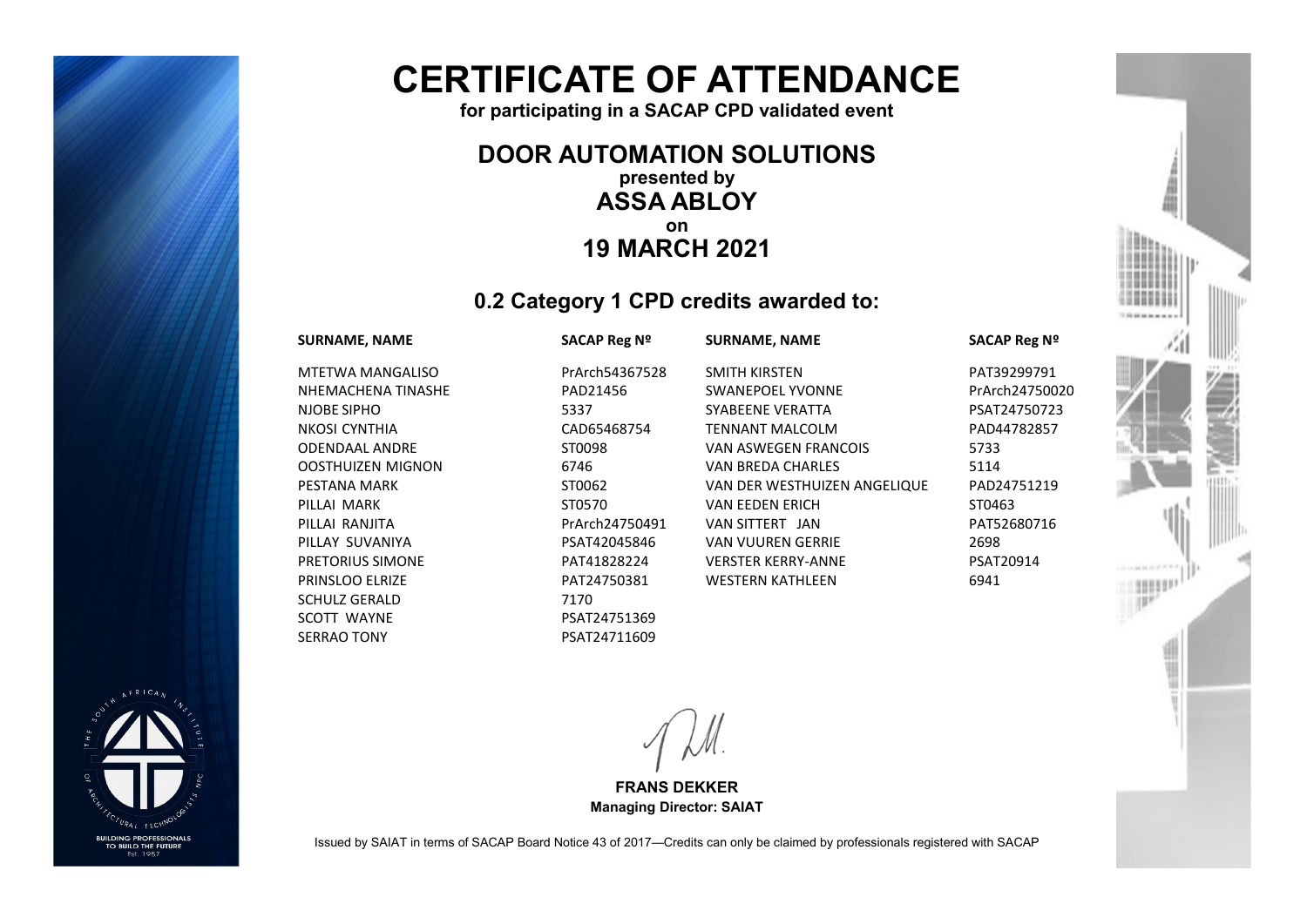# CERTIFICATE OF ATTENDANCE

**for participating in a SACAP CPD validated event**

## DOOR AUTOMATION SOLUTIONS

**presented by**

## ASSA ABLOY

**on**

## 19 MARCH 2021

### 0.2 Category 1 CPD credits awarded to:

| SURNAME, NAME | SACAP Reg Nº | SURNAME, NAME | SACAP Reg Nº |
|---|---|---|---|
| MTETWA MANGALISO | PrArch54367528 | SMITH KIRSTEN | PAT39299791 |
| NHEMACHENA TINASHE | PAD21456 | SWANEPOEL YVONNE | PrArch24750020 |
| NJOBE SIPHO | 5337 | SYABEENE VERATTA | PSAT24750723 |
| NKOSI CYNTHIA | CAD65468754 | TENNANT MALCOLM | PAD44782857 |
| ODENDAAL ANDRE | ST0098 | VAN ASWEGEN FRANCOIS | 5733 |
| OOSTHUIZEN MIGNON | 6746 | VAN BREDA CHARLES | 5114 |
| PESTANA MARK | ST0062 | VAN DER WESTHUIZEN ANGELIQUE | PAD24751219 |
| PILLAI MARK | ST0570 | VAN EEDEN ERICH | ST0463 |
| PILLAI RANJITA | PrArch24750491 | VAN SITTERT JAN | PAT52680716 |
| PILLAY SUVANIYA | PSAT42045846 | VAN VUUREN GERRIE | 2698 |
| PRETORIUS SIMONE | PAT41828224 | VERSTER KERRY-ANNE | PSAT20914 |
| PRINSLOO ELRIZE | PAT24750381 | WESTERN KATHLEEN | 6941 |
| SCHULZ GERALD | 7170 | | |
| SCOTT WAYNE | PSAT24751369 | | |
| SERRAO TONY | PSAT24711609 | | |

**FRANS DEKKER**
**Managing Director: SAIAT**

Issued by SAIAT in terms of SACAP Board Notice 43 of 2017—Credits can only be claimed by professionals registered with SACAP

THE SOUTH AFRICAN INSTITUTE OF ARCHITECTURAL TECHNOLOGISTS NPC

BUILDING PROFESSIONALS TO BUILD THE FUTURE
Est. 1987